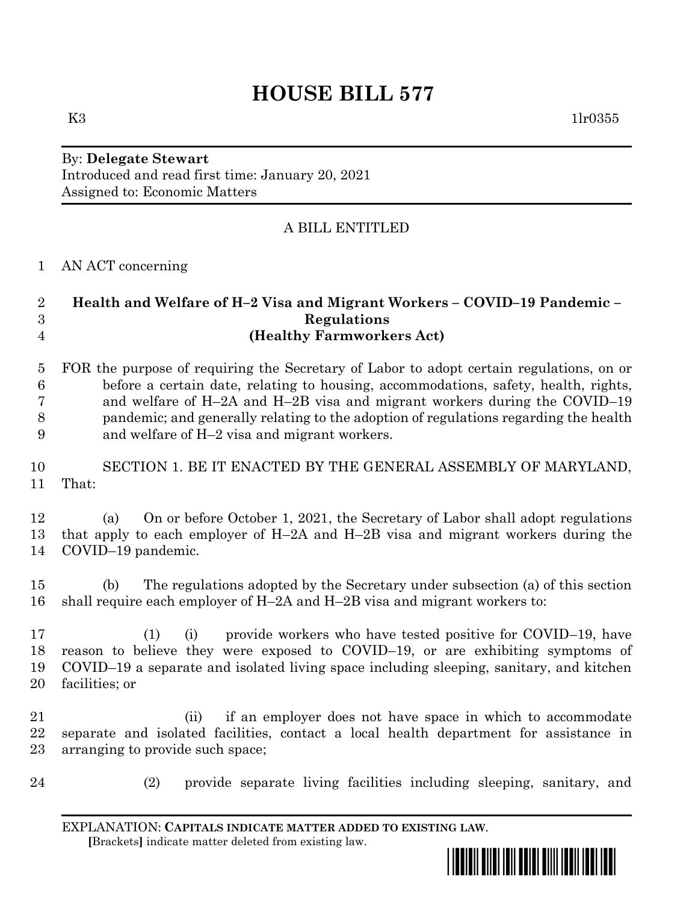# HOUSE BILL 577

K3 1lr0355

By: **Delegate Stewart**
Introduced and read first time: January 20, 2021
Assigned to: Economic Matters

A BILL ENTITLED

AN ACT concerning

**Health and Welfare of H–2 Visa and Migrant Workers – COVID–19 Pandemic – Regulations**
**(Healthy Farmworkers Act)**

FOR the purpose of requiring the Secretary of Labor to adopt certain regulations, on or before a certain date, relating to housing, accommodations, safety, health, rights, and welfare of H–2A and H–2B visa and migrant workers during the COVID–19 pandemic; and generally relating to the adoption of regulations regarding the health and welfare of H–2 visa and migrant workers.

SECTION 1. BE IT ENACTED BY THE GENERAL ASSEMBLY OF MARYLAND, That:

(a) On or before October 1, 2021, the Secretary of Labor shall adopt regulations that apply to each employer of H–2A and H–2B visa and migrant workers during the COVID–19 pandemic.

(b) The regulations adopted by the Secretary under subsection (a) of this section shall require each employer of H–2A and H–2B visa and migrant workers to:

(1) (i) provide workers who have tested positive for COVID–19, have reason to believe they were exposed to COVID–19, or are exhibiting symptoms of COVID–19 a separate and isolated living space including sleeping, sanitary, and kitchen facilities; or

(ii) if an employer does not have space in which to accommodate separate and isolated facilities, contact a local health department for assistance in arranging to provide such space;

(2) provide separate living facilities including sleeping, sanitary, and

EXPLANATION: **CAPITALS INDICATE MATTER ADDED TO EXISTING LAW**.
**[**Brackets**]** indicate matter deleted from existing law.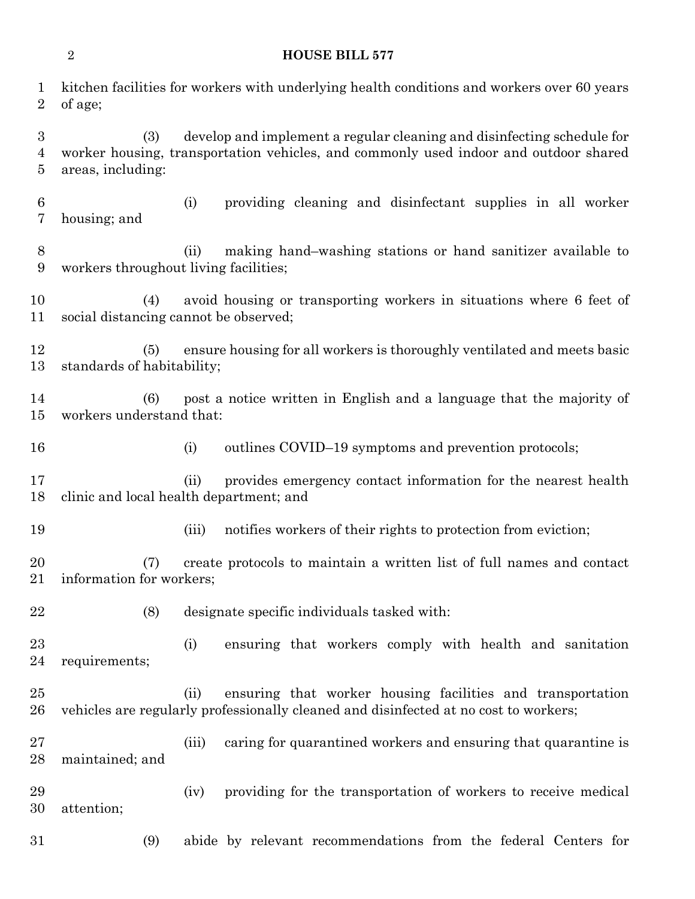kitchen facilities for workers with underlying health conditions and workers over 60 years of age;

(3) develop and implement a regular cleaning and disinfecting schedule for worker housing, transportation vehicles, and commonly used indoor and outdoor shared areas, including:

(i) providing cleaning and disinfectant supplies in all worker housing; and

(ii) making hand–washing stations or hand sanitizer available to workers throughout living facilities;

(4) avoid housing or transporting workers in situations where 6 feet of social distancing cannot be observed;

(5) ensure housing for all workers is thoroughly ventilated and meets basic standards of habitability;

(6) post a notice written in English and a language that the majority of workers understand that:

(i) outlines COVID–19 symptoms and prevention protocols;

(ii) provides emergency contact information for the nearest health clinic and local health department; and

(iii) notifies workers of their rights to protection from eviction;

(7) create protocols to maintain a written list of full names and contact information for workers;

(8) designate specific individuals tasked with:

(i) ensuring that workers comply with health and sanitation requirements;

(ii) ensuring that worker housing facilities and transportation vehicles are regularly professionally cleaned and disinfected at no cost to workers;

(iii) caring for quarantined workers and ensuring that quarantine is maintained; and

(iv) providing for the transportation of workers to receive medical attention;

(9) abide by relevant recommendations from the federal Centers for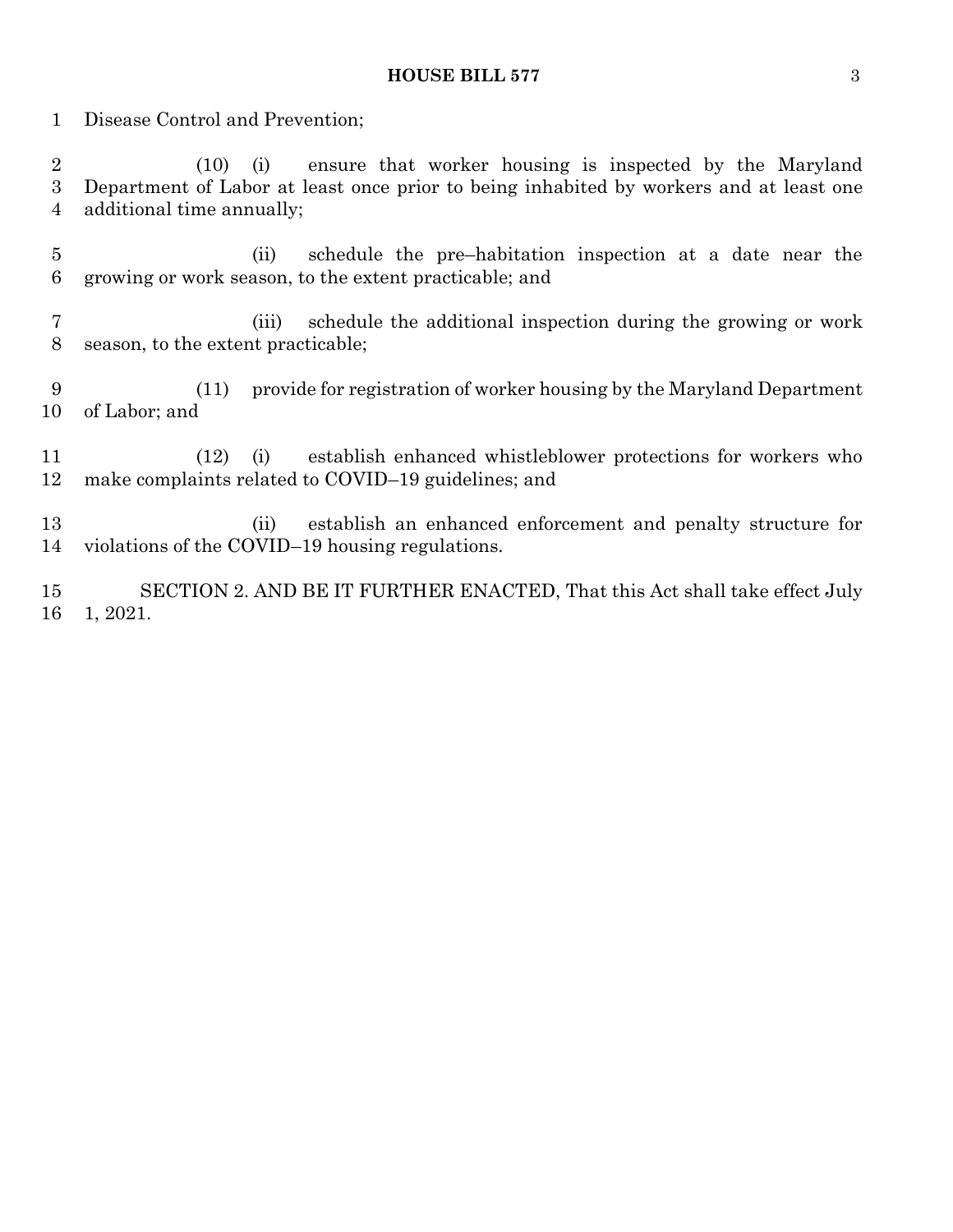Disease Control and Prevention;

(10) (i) ensure that worker housing is inspected by the Maryland Department of Labor at least once prior to being inhabited by workers and at least one additional time annually;

(ii) schedule the pre–habitation inspection at a date near the growing or work season, to the extent practicable; and

(iii) schedule the additional inspection during the growing or work season, to the extent practicable;

(11) provide for registration of worker housing by the Maryland Department of Labor; and

(12) (i) establish enhanced whistleblower protections for workers who make complaints related to COVID–19 guidelines; and

(ii) establish an enhanced enforcement and penalty structure for violations of the COVID–19 housing regulations.

SECTION 2. AND BE IT FURTHER ENACTED, That this Act shall take effect July 1, 2021.